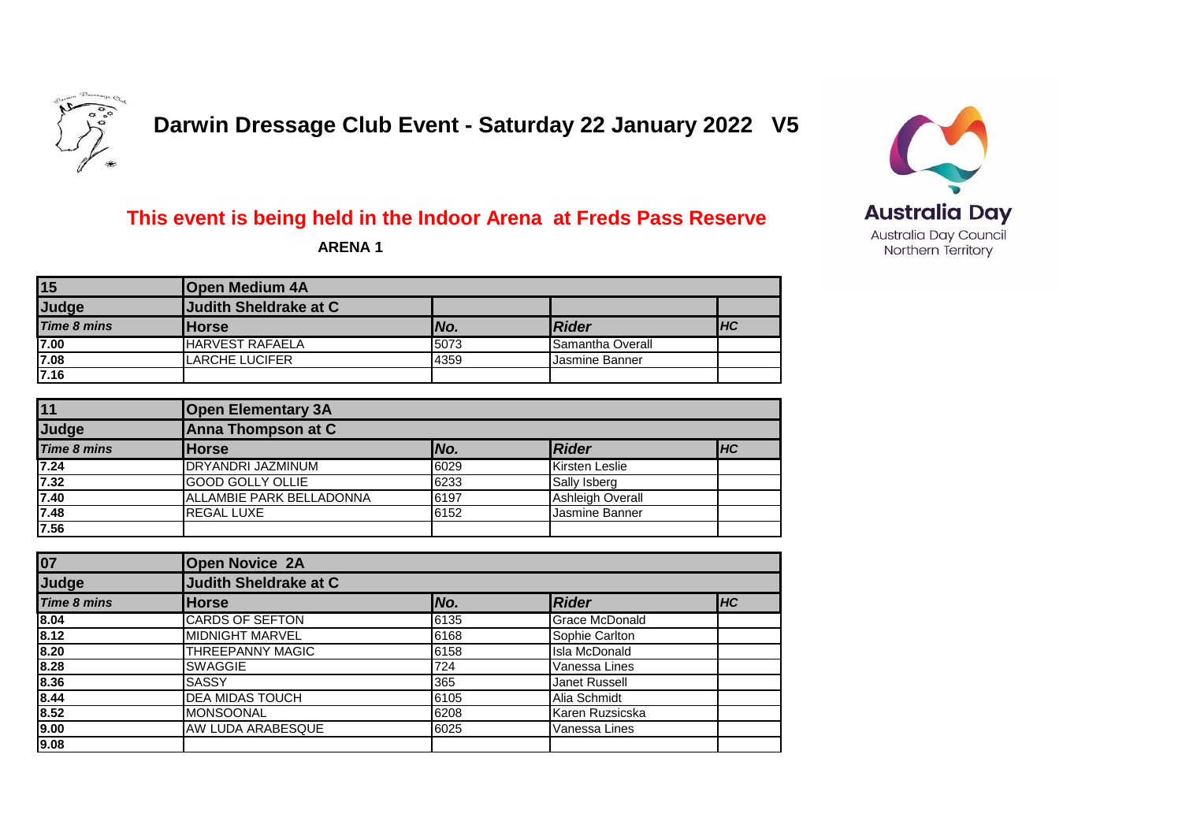# Darwin Dressage Club Event - Saturday 22 January 2022 V5

Australia Day
Australia Day Council
Northern Territory

## This event is being held in the Indoor Arena at Freds Pass Reserve

**ARENA 1**

| 15 | Open Medium 4A | | | |
|---|---|---|---|---|
| **Judge** | **Judith Sheldrake at C** | | | |
| ***Time 8 mins*** | **Horse** | ***No.*** | ***Rider*** | ***HC*** |
| 7.00 | HARVEST RAFAELA | 5073 | Samantha Overall | |
| 7.08 | LARCHE LUCIFER | 4359 | Jasmine Banner | |
| 7.16 | | | | |

| 11 | Open Elementary 3A | | | |
|---|---|---|---|---|
| **Judge** | **Anna Thompson at C** | | | |
| ***Time 8 mins*** | **Horse** | ***No.*** | ***Rider*** | ***HC*** |
| 7.24 | DRYANDRI JAZMINUM | 6029 | Kirsten Leslie | |
| 7.32 | GOOD GOLLY OLLIE | 6233 | Sally Isberg | |
| 7.40 | ALLAMBIE PARK BELLADONNA | 6197 | Ashleigh Overall | |
| 7.48 | REGAL LUXE | 6152 | Jasmine Banner | |
| 7.56 | | | | |

| 07 | Open Novice 2A | | | |
|---|---|---|---|---|
| **Judge** | **Judith Sheldrake at C** | | | |
| ***Time 8 mins*** | **Horse** | ***No.*** | ***Rider*** | ***HC*** |
| 8.04 | CARDS OF SEFTON | 6135 | Grace McDonald | |
| 8.12 | MIDNIGHT MARVEL | 6168 | Sophie Carlton | |
| 8.20 | THREEPANNY MAGIC | 6158 | Isla McDonald | |
| 8.28 | SWAGGIE | 724 | Vanessa Lines | |
| 8.36 | SASSY | 365 | Janet Russell | |
| 8.44 | DEA MIDAS TOUCH | 6105 | Alia Schmidt | |
| 8.52 | MONSOONAL | 6208 | Karen Ruzsicska | |
| 9.00 | AW LUDA ARABESQUE | 6025 | Vanessa Lines | |
| 9.08 | | | | |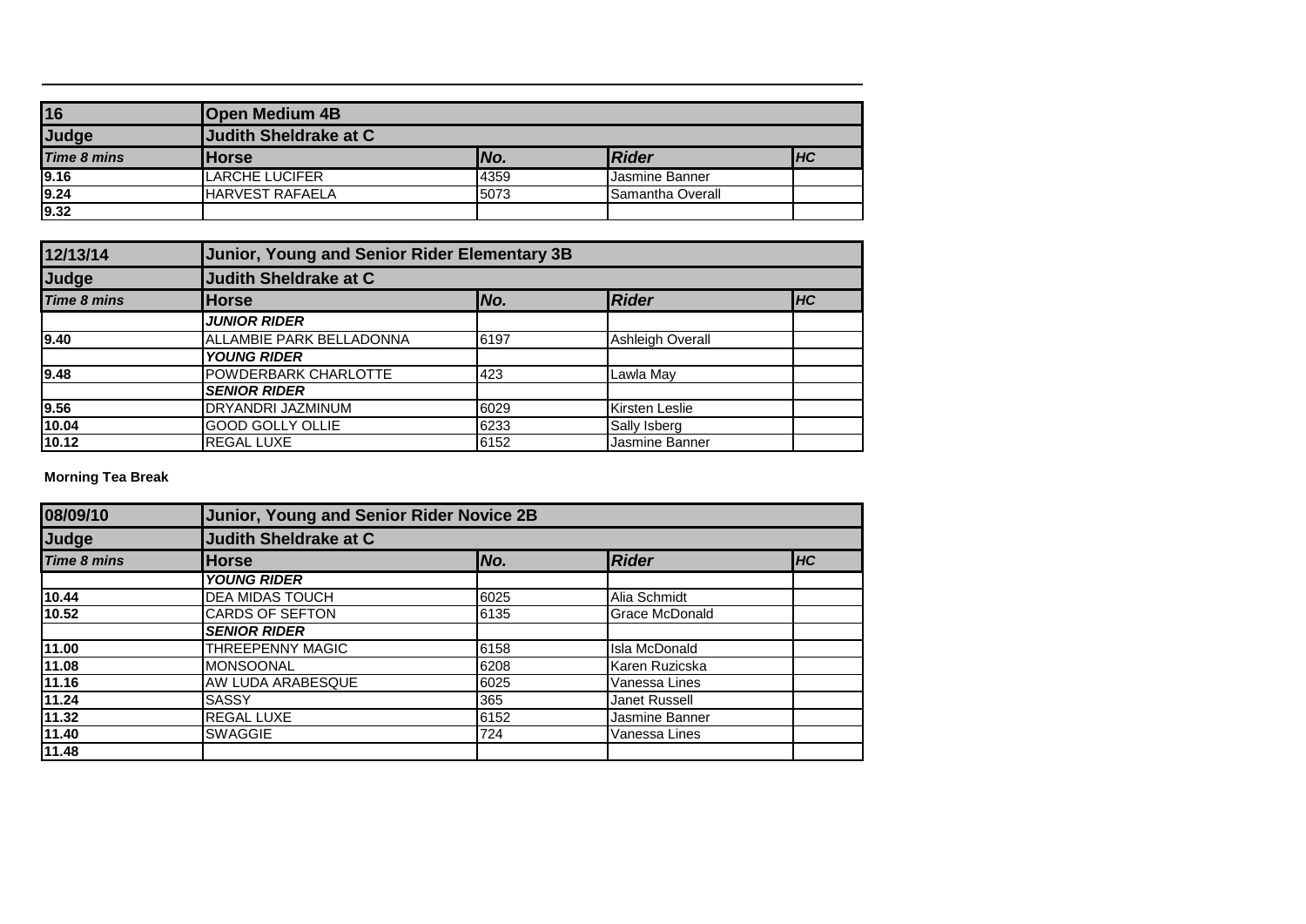| 16 | Open Medium 4B | | | |
|---|---|---|---|---|
| **Judge** | **Judith Sheldrake at C** | | | |
| ***Time 8 mins*** | **Horse** | ***No.*** | ***Rider*** | ***HC*** |
| 9.16 | LARCHE LUCIFER | 4359 | Jasmine Banner | |
| 9.24 | HARVEST RAFAELA | 5073 | Samantha Overall | |
| 9.32 | | | | |

| 12/13/14 | Junior, Young and Senior Rider Elementary 3B | | | |
|---|---|---|---|---|
| **Judge** | **Judith Sheldrake at C** | | | |
| ***Time 8 mins*** | **Horse** | ***No.*** | ***Rider*** | ***HC*** |
| | ***JUNIOR RIDER*** | | | |
| 9.40 | ALLAMBIE PARK BELLADONNA | 6197 | Ashleigh Overall | |
| | ***YOUNG RIDER*** | | | |
| 9.48 | POWDERBARK CHARLOTTE | 423 | Lawla May | |
| | ***SENIOR RIDER*** | | | |
| 9.56 | DRYANDRI JAZMINUM | 6029 | Kirsten Leslie | |
| 10.04 | GOOD GOLLY OLLIE | 6233 | Sally Isberg | |
| 10.12 | REGAL LUXE | 6152 | Jasmine Banner | |

**Morning Tea Break**

| 08/09/10 | Junior, Young and Senior Rider Novice 2B | | | |
|---|---|---|---|---|
| **Judge** | **Judith Sheldrake at C** | | | |
| ***Time 8 mins*** | **Horse** | ***No.*** | ***Rider*** | ***HC*** |
| | ***YOUNG RIDER*** | | | |
| 10.44 | DEA MIDAS TOUCH | 6025 | Alia Schmidt | |
| 10.52 | CARDS OF SEFTON | 6135 | Grace McDonald | |
| | ***SENIOR RIDER*** | | | |
| 11.00 | THREEPENNY MAGIC | 6158 | Isla McDonald | |
| 11.08 | MONSOONAL | 6208 | Karen Ruzicska | |
| 11.16 | AW LUDA ARABESQUE | 6025 | Vanessa Lines | |
| 11.24 | SASSY | 365 | Janet Russell | |
| 11.32 | REGAL LUXE | 6152 | Jasmine Banner | |
| 11.40 | SWAGGIE | 724 | Vanessa Lines | |
| 11.48 | | | | |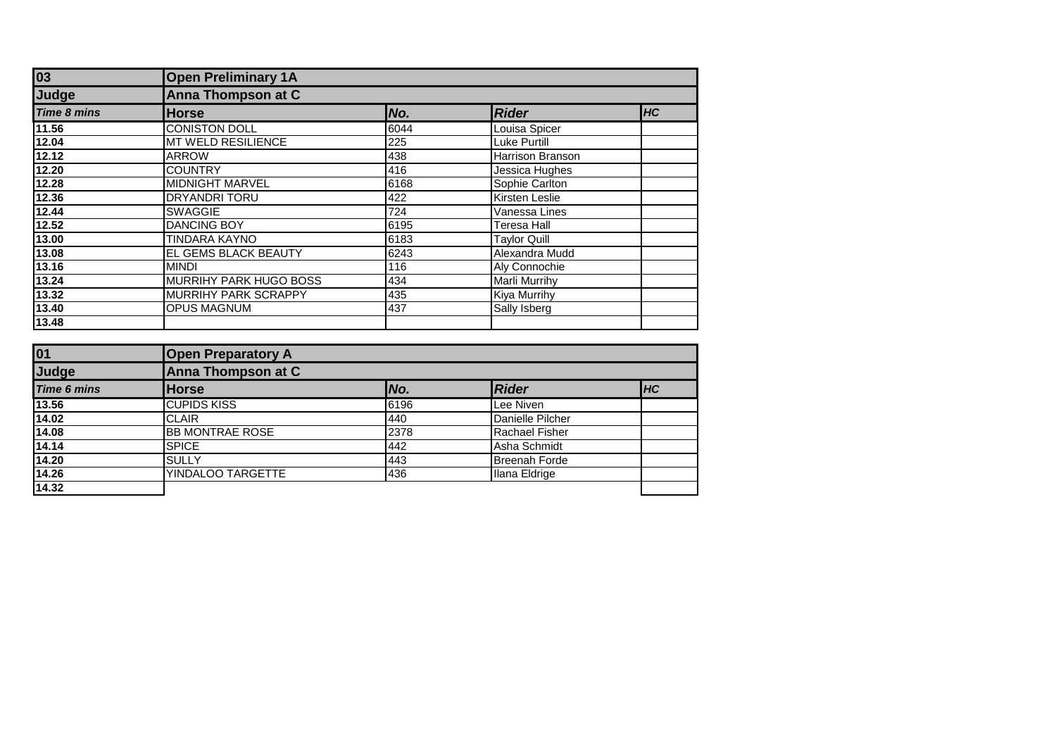| 03 | Open Preliminary 1A | | | |
|---|---|---|---|---|
| **Judge** | **Anna Thompson at C** | | | |
| ***Time 8 mins*** | **Horse** | ***No.*** | ***Rider*** | ***HC*** |
| 11.56 | CONISTON DOLL | 6044 | Louisa Spicer | |
| 12.04 | MT WELD RESILIENCE | 225 | Luke Purtill | |
| 12.12 | ARROW | 438 | Harrison Branson | |
| 12.20 | COUNTRY | 416 | Jessica Hughes | |
| 12.28 | MIDNIGHT MARVEL | 6168 | Sophie Carlton | |
| 12.36 | DRYANDRI TORU | 422 | Kirsten Leslie | |
| 12.44 | SWAGGIE | 724 | Vanessa Lines | |
| 12.52 | DANCING BOY | 6195 | Teresa Hall | |
| 13.00 | TINDARA KAYNO | 6183 | Taylor Quill | |
| 13.08 | EL GEMS BLACK BEAUTY | 6243 | Alexandra Mudd | |
| 13.16 | MINDI | 116 | Aly Connochie | |
| 13.24 | MURRIHY PARK HUGO BOSS | 434 | Marli Murrihy | |
| 13.32 | MURRIHY PARK SCRAPPY | 435 | Kiya Murrihy | |
| 13.40 | OPUS MAGNUM | 437 | Sally Isberg | |
| 13.48 | | | | |

| 01 | Open Preparatory A | | | |
|---|---|---|---|---|
| **Judge** | **Anna Thompson at C** | | | |
| ***Time 6 mins*** | **Horse** | ***No.*** | ***Rider*** | ***HC*** |
| 13.56 | CUPIDS KISS | 6196 | Lee Niven | |
| 14.02 | CLAIR | 440 | Danielle Pilcher | |
| 14.08 | BB MONTRAE ROSE | 2378 | Rachael Fisher | |
| 14.14 | SPICE | 442 | Asha Schmidt | |
| 14.20 | SULLY | 443 | Breenah Forde | |
| 14.26 | YINDALOO TARGETTE | 436 | Ilana Eldrige | |
| 14.32 | | | | |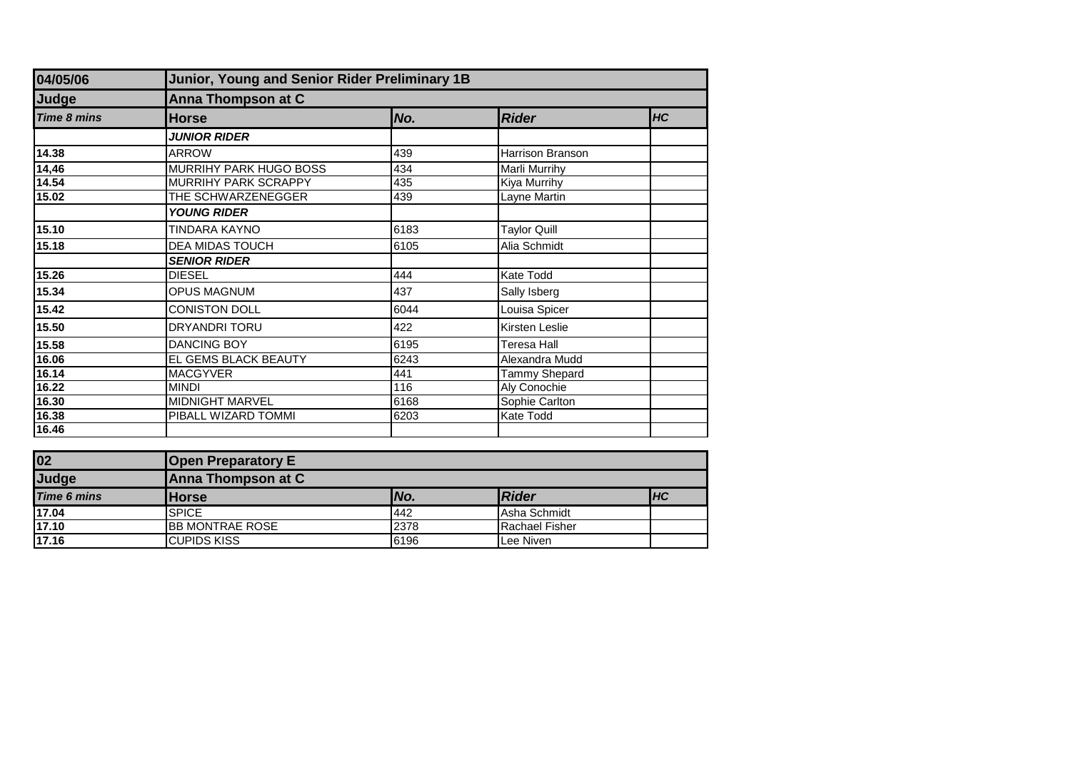| 04/05/06 | Junior, Young and Senior Rider Preliminary 1B | | | |
|---|---|---|---|---|
| **Judge** | **Anna Thompson at C** | | | |
| ***Time 8 mins*** | **Horse** | ***No.*** | ***Rider*** | ***HC*** |
| | ***JUNIOR RIDER*** | | | |
| 14.38 | ARROW | 439 | Harrison Branson | |
| 14,46 | MURRIHY PARK HUGO BOSS | 434 | Marli Murrihy | |
| 14.54 | MURRIHY PARK SCRAPPY | 435 | Kiya Murrihy | |
| 15.02 | THE SCHWARZENEGGER | 439 | Layne Martin | |
| | ***YOUNG RIDER*** | | | |
| 15.10 | TINDARA KAYNO | 6183 | Taylor Quill | |
| 15.18 | DEA MIDAS TOUCH | 6105 | Alia Schmidt | |
| | ***SENIOR RIDER*** | | | |
| 15.26 | DIESEL | 444 | Kate Todd | |
| 15.34 | OPUS MAGNUM | 437 | Sally Isberg | |
| 15.42 | CONISTON DOLL | 6044 | Louisa Spicer | |
| 15.50 | DRYANDRI TORU | 422 | Kirsten Leslie | |
| 15.58 | DANCING BOY | 6195 | Teresa Hall | |
| 16.06 | EL GEMS BLACK BEAUTY | 6243 | Alexandra Mudd | |
| 16.14 | MACGYVER | 441 | Tammy Shepard | |
| 16.22 | MINDI | 116 | Aly Conochie | |
| 16.30 | MIDNIGHT MARVEL | 6168 | Sophie Carlton | |
| 16.38 | PIBALL WIZARD TOMMI | 6203 | Kate Todd | |
| 16.46 | | | | |

| 02 | Open Preparatory E | | | |
|---|---|---|---|---|
| **Judge** | **Anna Thompson at C** | | | |
| ***Time 6 mins*** | **Horse** | ***No.*** | ***Rider*** | ***HC*** |
| 17.04 | SPICE | 442 | Asha Schmidt | |
| 17.10 | BB MONTRAE ROSE | 2378 | Rachael Fisher | |
| 17.16 | CUPIDS KISS | 6196 | Lee Niven | |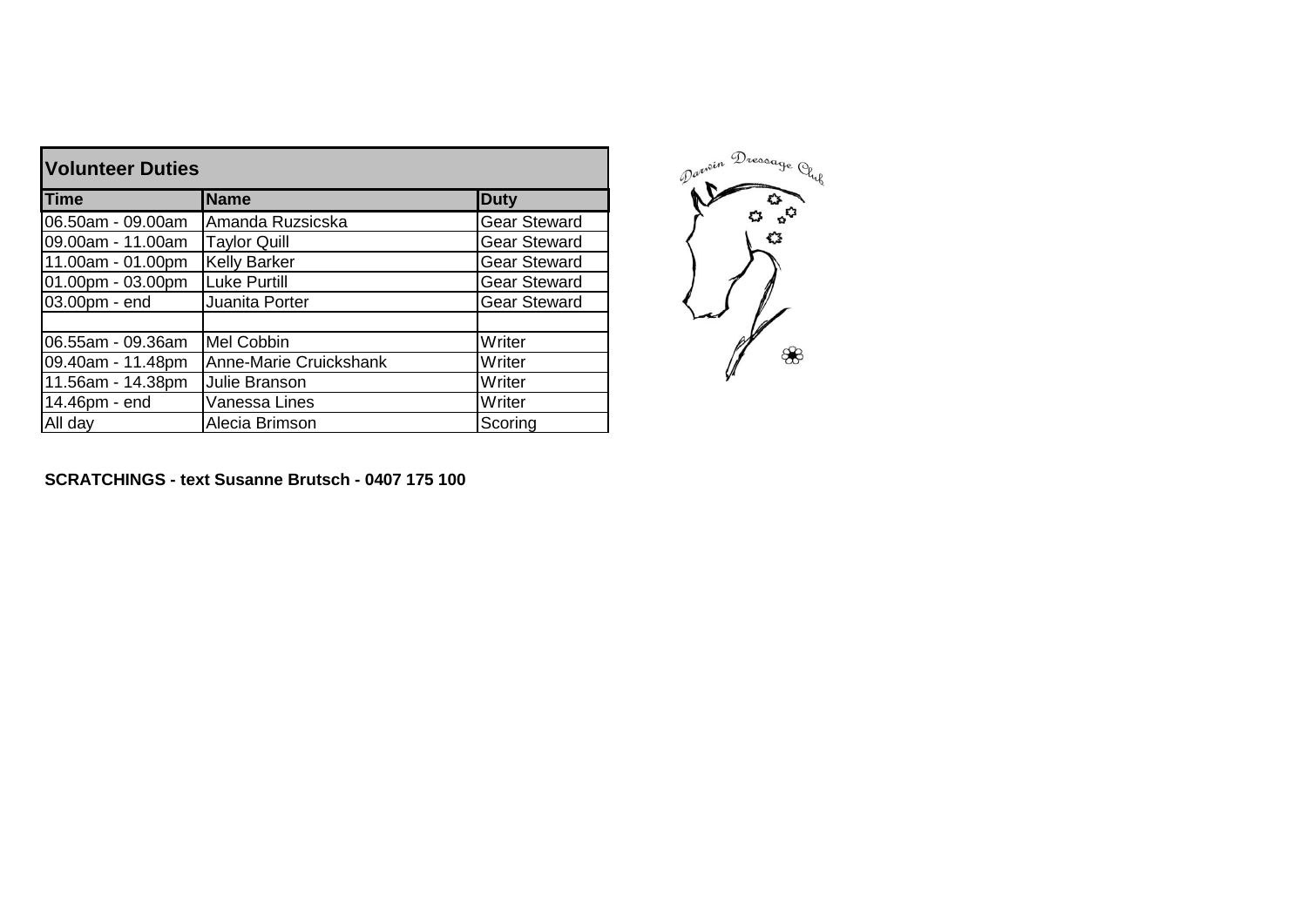## Volunteer Duties

| Time | Name | Duty |
|---|---|---|
| 06.50am - 09.00am | Amanda Ruzsicska | Gear Steward |
| 09.00am - 11.00am | Taylor Quill | Gear Steward |
| 11.00am - 01.00pm | Kelly Barker | Gear Steward |
| 01.00pm - 03.00pm | Luke Purtill | Gear Steward |
| 03.00pm - end | Juanita Porter | Gear Steward |
| | | |
| 06.55am - 09.36am | Mel Cobbin | Writer |
| 09.40am - 11.48pm | Anne-Marie Cruickshank | Writer |
| 11.56am - 14.38pm | Julie Branson | Writer |
| 14.46pm - end | Vanessa Lines | Writer |
| All day | Alecia Brimson | Scoring |

Darwin Dressage Club

**SCRATCHINGS - text Susanne Brutsch - 0407 175 100**